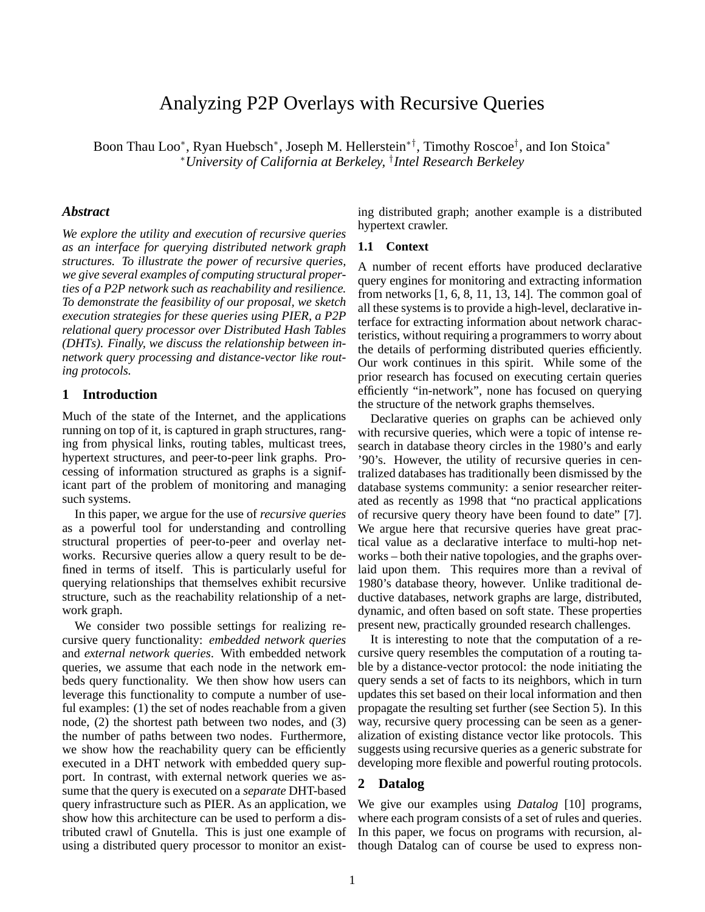# Analyzing P2P Overlays with Recursive Queries

Boon Thau Loo*, Ryan Huebsch*, Joseph M. Hellerstein*†, Timothy Roscoe†, and Ion Stoica*
*University of California at Berkeley, †Intel Research Berkeley*

### *Abstract*

*We explore the utility and execution of recursive queries as an interface for querying distributed network graph structures. To illustrate the power of recursive queries, we give several examples of computing structural properties of a P2P network such as reachability and resilience. To demonstrate the feasibility of our proposal, we sketch execution strategies for these queries using PIER, a P2P relational query processor over Distributed Hash Tables (DHTs). Finally, we discuss the relationship between in-network query processing and distance-vector like routing protocols.*

## 1 Introduction

Much of the state of the Internet, and the applications running on top of it, is captured in graph structures, ranging from physical links, routing tables, multicast trees, hypertext structures, and peer-to-peer link graphs. Processing of information structured as graphs is a significant part of the problem of monitoring and managing such systems.

In this paper, we argue for the use of *recursive queries* as a powerful tool for understanding and controlling structural properties of peer-to-peer and overlay networks. Recursive queries allow a query result to be defined in terms of itself. This is particularly useful for querying relationships that themselves exhibit recursive structure, such as the reachability relationship of a network graph.

We consider two possible settings for realizing recursive query functionality: *embedded network queries* and *external network queries*. With embedded network queries, we assume that each node in the network embeds query functionality. We then show how users can leverage this functionality to compute a number of useful examples: (1) the set of nodes reachable from a given node, (2) the shortest path between two nodes, and (3) the number of paths between two nodes. Furthermore, we show how the reachability query can be efficiently executed in a DHT network with embedded query support. In contrast, with external network queries we assume that the query is executed on a *separate* DHT-based query infrastructure such as PIER. As an application, we show how this architecture can be used to perform a distributed crawl of Gnutella. This is just one example of using a distributed query processor to monitor an existing distributed graph; another example is a distributed hypertext crawler.

### 1.1 Context

A number of recent efforts have produced declarative query engines for monitoring and extracting information from networks [1, 6, 8, 11, 13, 14]. The common goal of all these systems is to provide a high-level, declarative interface for extracting information about network characteristics, without requiring a programmers to worry about the details of performing distributed queries efficiently. Our work continues in this spirit. While some of the prior research has focused on executing certain queries efficiently "in-network", none has focused on querying the structure of the network graphs themselves.

Declarative queries on graphs can be achieved only with recursive queries, which were a topic of intense research in database theory circles in the 1980's and early '90's. However, the utility of recursive queries in centralized databases has traditionally been dismissed by the database systems community: a senior researcher reiterated as recently as 1998 that "no practical applications of recursive query theory have been found to date" [7]. We argue here that recursive queries have great practical value as a declarative interface to multi-hop networks – both their native topologies, and the graphs overlaid upon them. This requires more than a revival of 1980's database theory, however. Unlike traditional deductive databases, network graphs are large, distributed, dynamic, and often based on soft state. These properties present new, practically grounded research challenges.

It is interesting to note that the computation of a recursive query resembles the computation of a routing table by a distance-vector protocol: the node initiating the query sends a set of facts to its neighbors, which in turn updates this set based on their local information and then propagate the resulting set further (see Section 5). In this way, recursive query processing can be seen as a generalization of existing distance vector like protocols. This suggests using recursive queries as a generic substrate for developing more flexible and powerful routing protocols.

## 2 Datalog

We give our examples using *Datalog* [10] programs, where each program consists of a set of rules and queries. In this paper, we focus on programs with recursion, although Datalog can of course be used to express non-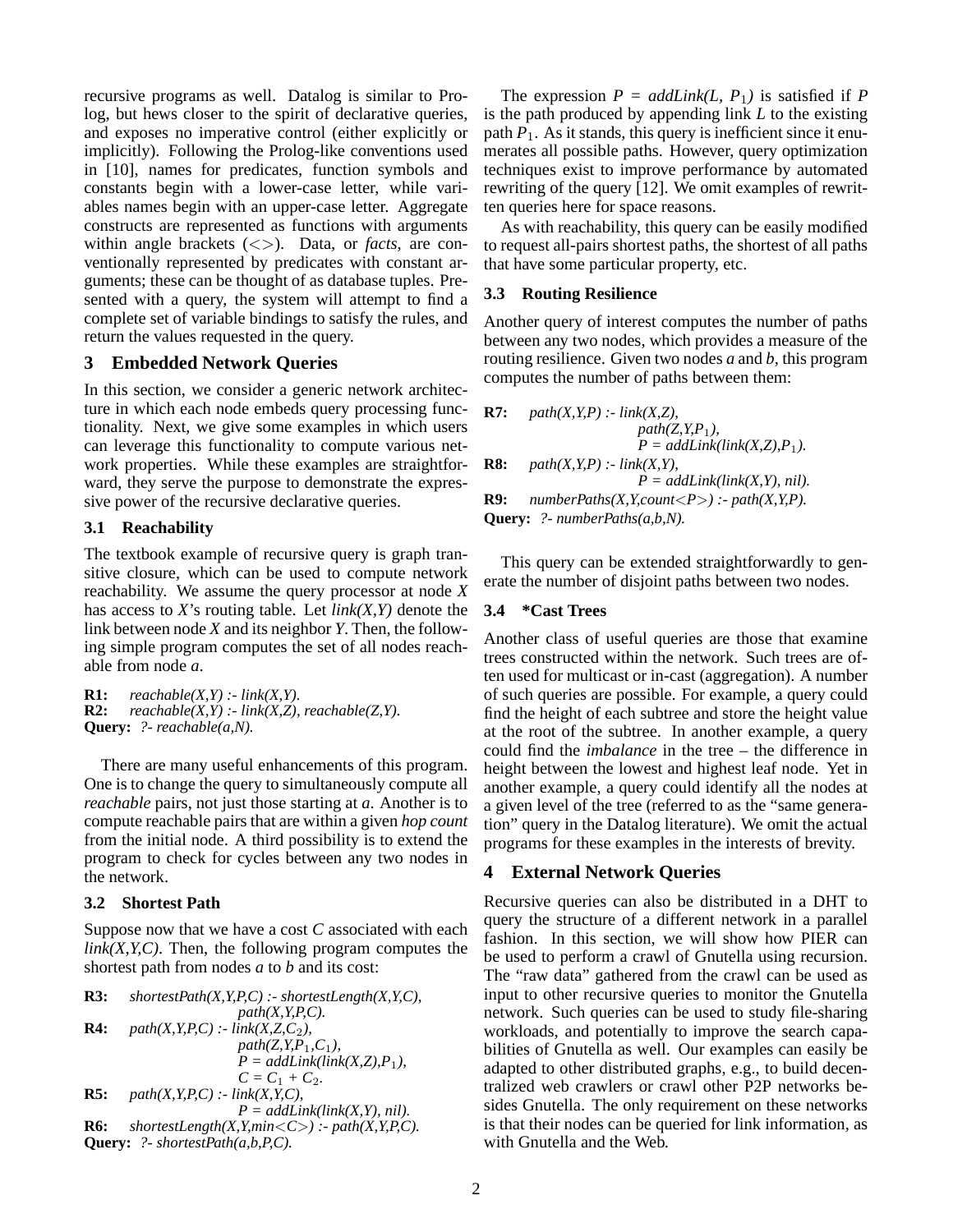recursive programs as well. Datalog is similar to Prolog, but hews closer to the spirit of declarative queries, and exposes no imperative control (either explicitly or implicitly). Following the Prolog-like conventions used in [10], names for predicates, function symbols and constants begin with a lower-case letter, while variables names begin with an upper-case letter. Aggregate constructs are represented as functions with arguments within angle brackets (<>). Data, or *facts*, are conventionally represented by predicates with constant arguments; these can be thought of as database tuples. Presented with a query, the system will attempt to find a complete set of variable bindings to satisfy the rules, and return the values requested in the query.

## 3 Embedded Network Queries

In this section, we consider a generic network architecture in which each node embeds query processing functionality. Next, we give some examples in which users can leverage this functionality to compute various network properties. While these examples are straightforward, they serve the purpose to demonstrate the expressive power of the recursive declarative queries.

### 3.1 Reachability

The textbook example of recursive query is graph transitive closure, which can be used to compute network reachability. We assume the query processor at node *X* has access to *X*'s routing table. Let *link(X,Y)* denote the link between node *X* and its neighbor *Y*. Then, the following simple program computes the set of all nodes reachable from node *a*.

**R1:** *reachable(X,Y) :- link(X,Y).*
**R2:** *reachable(X,Y) :- link(X,Z), reachable(Z,Y).*
**Query:** *?- reachable(a,N).*

There are many useful enhancements of this program. One is to change the query to simultaneously compute all *reachable* pairs, not just those starting at *a*. Another is to compute reachable pairs that are within a given *hop count* from the initial node. A third possibility is to extend the program to check for cycles between any two nodes in the network.

### 3.2 Shortest Path

Suppose now that we have a cost *C* associated with each *link(X,Y,C)*. Then, the following program computes the shortest path from nodes *a* to *b* and its cost:

**R3:** *shortestPath(X,Y,P,C) :- shortestLength(X,Y,C), path(X,Y,P,C).*
**R4:** *path(X,Y,P,C) :- link(X,Z,$C_2$), path(Z,Y,$P_1$,$C_1$), P = addLink(link(X,Z),$P_1$), C = $C_1$ + $C_2$.*
**R5:** *path(X,Y,P,C) :- link(X,Y,C), P = addLink(link(X,Y), nil).*
**R6:** *shortestLength(X,Y,min<C>) :- path(X,Y,P,C).*
**Query:** *?- shortestPath(a,b,P,C).*

The expression *P = addLink(L, $P_1$)* is satisfied if *P* is the path produced by appending link *L* to the existing path $P_1$. As it stands, this query is inefficient since it enumerates all possible paths. However, query optimization techniques exist to improve performance by automated rewriting of the query [12]. We omit examples of rewritten queries here for space reasons.

As with reachability, this query can be easily modified to request all-pairs shortest paths, the shortest of all paths that have some particular property, etc.

### 3.3 Routing Resilience

Another query of interest computes the number of paths between any two nodes, which provides a measure of the routing resilience. Given two nodes *a* and *b*, this program computes the number of paths between them:

**R7:** *path(X,Y,P) :- link(X,Z), path(Z,Y,$P_1$), P = addLink(link(X,Z),$P_1$).*
**R8:** *path(X,Y,P) :- link(X,Y), P = addLink(link(X,Y), nil).*
**R9:** *numberPaths(X,Y,count<P>) :- path(X,Y,P).*
**Query:** *?- numberPaths(a,b,N).*

This query can be extended straightforwardly to generate the number of disjoint paths between two nodes.

### 3.4 *Cast Trees

Another class of useful queries are those that examine trees constructed within the network. Such trees are often used for multicast or in-cast (aggregation). A number of such queries are possible. For example, a query could find the height of each subtree and store the height value at the root of the subtree. In another example, a query could find the *imbalance* in the tree – the difference in height between the lowest and highest leaf node. Yet in another example, a query could identify all the nodes at a given level of the tree (referred to as the "same generation" query in the Datalog literature). We omit the actual programs for these examples in the interests of brevity.

## 4 External Network Queries

Recursive queries can also be distributed in a DHT to query the structure of a different network in a parallel fashion. In this section, we will show how PIER can be used to perform a crawl of Gnutella using recursion. The "raw data" gathered from the crawl can be used as input to other recursive queries to monitor the Gnutella network. Such queries can be used to study file-sharing workloads, and potentially to improve the search capabilities of Gnutella as well. Our examples can easily be adapted to other distributed graphs, e.g., to build decentralized web crawlers or crawl other P2P networks besides Gnutella. The only requirement on these networks is that their nodes can be queried for link information, as with Gnutella and the Web.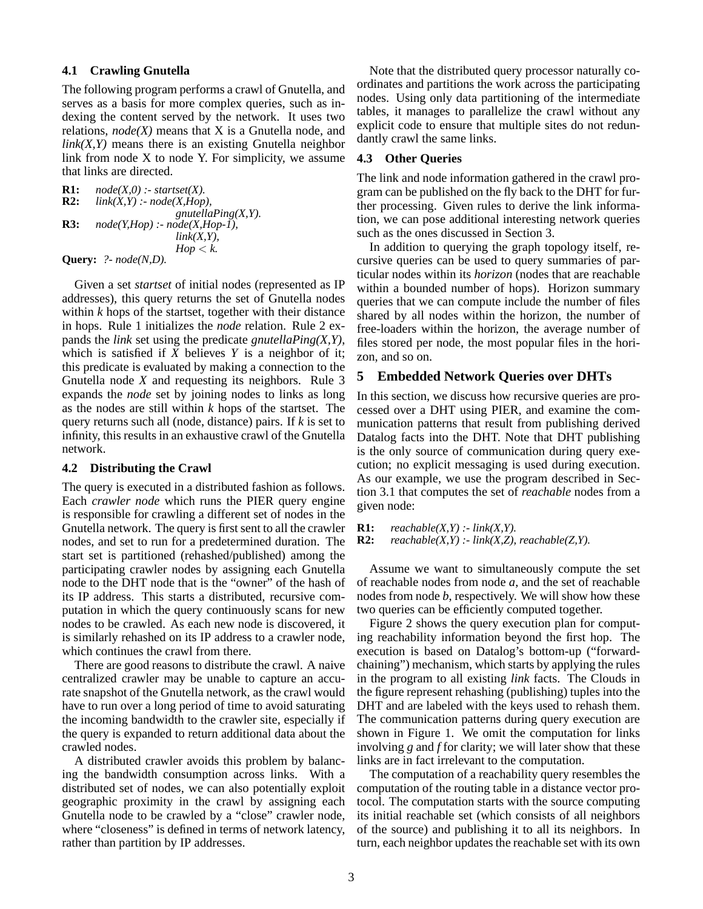### 4.1 Crawling Gnutella

The following program performs a crawl of Gnutella, and serves as a basis for more complex queries, such as indexing the content served by the network. It uses two relations, *node(X)* means that X is a Gnutella node, and *link(X,Y)* means there is an existing Gnutella neighbor link from node X to node Y. For simplicity, we assume that links are directed.

**R1:** *node(X,0) :- startset(X).*
**R2:** *link(X,Y) :- node(X,Hop), gnutellaPing(X,Y).*
**R3:** *node(Y,Hop) :- node(X,Hop-1), link(X,Y), Hop < k.*
**Query:** *?- node(N,D).*

Given a set *startset* of initial nodes (represented as IP addresses), this query returns the set of Gnutella nodes within *k* hops of the startset, together with their distance in hops. Rule 1 initializes the *node* relation. Rule 2 expands the *link* set using the predicate *gnutellaPing(X,Y)*, which is satisfied if *X* believes *Y* is a neighbor of it; this predicate is evaluated by making a connection to the Gnutella node *X* and requesting its neighbors. Rule 3 expands the *node* set by joining nodes to links as long as the nodes are still within *k* hops of the startset. The query returns such all (node, distance) pairs. If *k* is set to infinity, this results in an exhaustive crawl of the Gnutella network.

### 4.2 Distributing the Crawl

The query is executed in a distributed fashion as follows. Each *crawler node* which runs the PIER query engine is responsible for crawling a different set of nodes in the Gnutella network. The query is first sent to all the crawler nodes, and set to run for a predetermined duration. The start set is partitioned (rehashed/published) among the participating crawler nodes by assigning each Gnutella node to the DHT node that is the "owner" of the hash of its IP address. This starts a distributed, recursive computation in which the query continuously scans for new nodes to be crawled. As each new node is discovered, it is similarly rehashed on its IP address to a crawler node, which continues the crawl from there.

There are good reasons to distribute the crawl. A naive centralized crawler may be unable to capture an accurate snapshot of the Gnutella network, as the crawl would have to run over a long period of time to avoid saturating the incoming bandwidth to the crawler site, especially if the query is expanded to return additional data about the crawled nodes.

A distributed crawler avoids this problem by balancing the bandwidth consumption across links. With a distributed set of nodes, we can also potentially exploit geographic proximity in the crawl by assigning each Gnutella node to be crawled by a "close" crawler node, where "closeness" is defined in terms of network latency, rather than partition by IP addresses.

Note that the distributed query processor naturally coordinates and partitions the work across the participating nodes. Using only data partitioning of the intermediate tables, it manages to parallelize the crawl without any explicit code to ensure that multiple sites do not redundantly crawl the same links.

### 4.3 Other Queries

The link and node information gathered in the crawl program can be published on the fly back to the DHT for further processing. Given rules to derive the link information, we can pose additional interesting network queries such as the ones discussed in Section 3.

In addition to querying the graph topology itself, recursive queries can be used to query summaries of particular nodes within its *horizon* (nodes that are reachable within a bounded number of hops). Horizon summary queries that we can compute include the number of files shared by all nodes within the horizon, the number of free-loaders within the horizon, the average number of files stored per node, the most popular files in the horizon, and so on.

## 5 Embedded Network Queries over DHTs

In this section, we discuss how recursive queries are processed over a DHT using PIER, and examine the communication patterns that result from publishing derived Datalog facts into the DHT. Note that DHT publishing is the only source of communication during query execution; no explicit messaging is used during execution. As our example, we use the program described in Section 3.1 that computes the set of *reachable* nodes from a given node:

**R1:** *reachable(X,Y) :- link(X,Y).*
**R2:** *reachable(X,Y) :- link(X,Z), reachable(Z,Y).*

Assume we want to simultaneously compute the set of reachable nodes from node *a*, and the set of reachable nodes from node *b*, respectively. We will show how these two queries can be efficiently computed together.

Figure 2 shows the query execution plan for computing reachability information beyond the first hop. The execution is based on Datalog's bottom-up ("forward-chaining") mechanism, which starts by applying the rules in the program to all existing *link* facts. The Clouds in the figure represent rehashing (publishing) tuples into the DHT and are labeled with the keys used to rehash them. The communication patterns during query execution are shown in Figure 1. We omit the computation for links involving *g* and *f* for clarity; we will later show that these links are in fact irrelevant to the computation.

The computation of a reachability query resembles the computation of the routing table in a distance vector protocol. The computation starts with the source computing its initial reachable set (which consists of all neighbors of the source) and publishing it to all its neighbors. In turn, each neighbor updates the reachable set with its own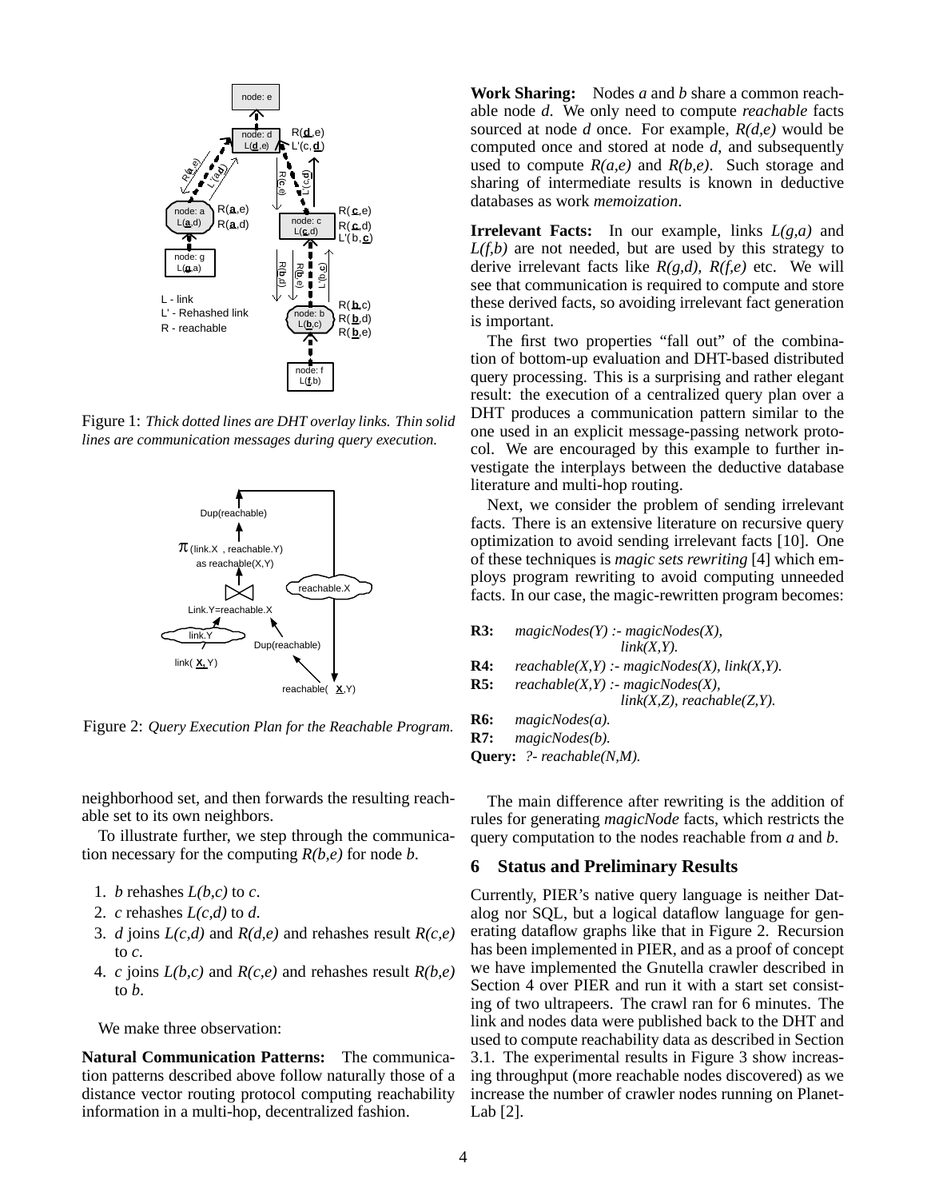Figure 1: *Thick dotted lines are DHT overlay links. Thin solid lines are communication messages during query execution.*

Figure 2: *Query Execution Plan for the Reachable Program.*

neighborhood set, and then forwards the resulting reachable set to its own neighbors.

To illustrate further, we step through the communication necessary for the computing *R(b,e)* for node *b*.

1. *b* rehashes *L(b,c)* to *c*.
2. *c* rehashes *L(c,d)* to *d*.
3. *d* joins *L(c,d)* and *R(d,e)* and rehashes result *R(c,e)* to *c*.
4. *c* joins *L(b,c)* and *R(c,e)* and rehashes result *R(b,e)* to *b*.

We make three observation:

**Natural Communication Patterns:** The communication patterns described above follow naturally those of a distance vector routing protocol computing reachability information in a multi-hop, decentralized fashion.

**Work Sharing:** Nodes *a* and *b* share a common reachable node *d*. We only need to compute *reachable* facts sourced at node *d* once. For example, *R(d,e)* would be computed once and stored at node *d*, and subsequently used to compute *R(a,e)* and *R(b,e)*. Such storage and sharing of intermediate results is known in deductive databases as work *memoization*.

**Irrelevant Facts:** In our example, links *L(g,a)* and *L(f,b)* are not needed, but are used by this strategy to derive irrelevant facts like *R(g,d), R(f,e)* etc. We will see that communication is required to compute and store these derived facts, so avoiding irrelevant fact generation is important.

The first two properties "fall out" of the combination of bottom-up evaluation and DHT-based distributed query processing. This is a surprising and rather elegant result: the execution of a centralized query plan over a DHT produces a communication pattern similar to the one used in an explicit message-passing network protocol. We are encouraged by this example to further investigate the interplays between the deductive database literature and multi-hop routing.

Next, we consider the problem of sending irrelevant facts. There is an extensive literature on recursive query optimization to avoid sending irrelevant facts [10]. One of these techniques is *magic sets rewriting* [4] which employs program rewriting to avoid computing unneeded facts. In our case, the magic-rewritten program becomes:

**R3:** *magicNodes(Y) :- magicNodes(X), link(X,Y).*
**R4:** *reachable(X,Y) :- magicNodes(X), link(X,Y).*
**R5:** *reachable(X,Y) :- magicNodes(X), link(X,Z), reachable(Z,Y).*
**R6:** *magicNodes(a).*
**R7:** *magicNodes(b).*
**Query:** *?- reachable(N,M).*

The main difference after rewriting is the addition of rules for generating *magicNode* facts, which restricts the query computation to the nodes reachable from *a* and *b*.

## 6 Status and Preliminary Results

Currently, PIER's native query language is neither Datalog nor SQL, but a logical dataflow language for generating dataflow graphs like that in Figure 2. Recursion has been implemented in PIER, and as a proof of concept we have implemented the Gnutella crawler described in Section 4 over PIER and run it with a start set consisting of two ultrapeers. The crawl ran for 6 minutes. The link and nodes data were published back to the DHT and used to compute reachability data as described in Section 3.1. The experimental results in Figure 3 show increasing throughput (more reachable nodes discovered) as we increase the number of crawler nodes running on PlanetLab [2].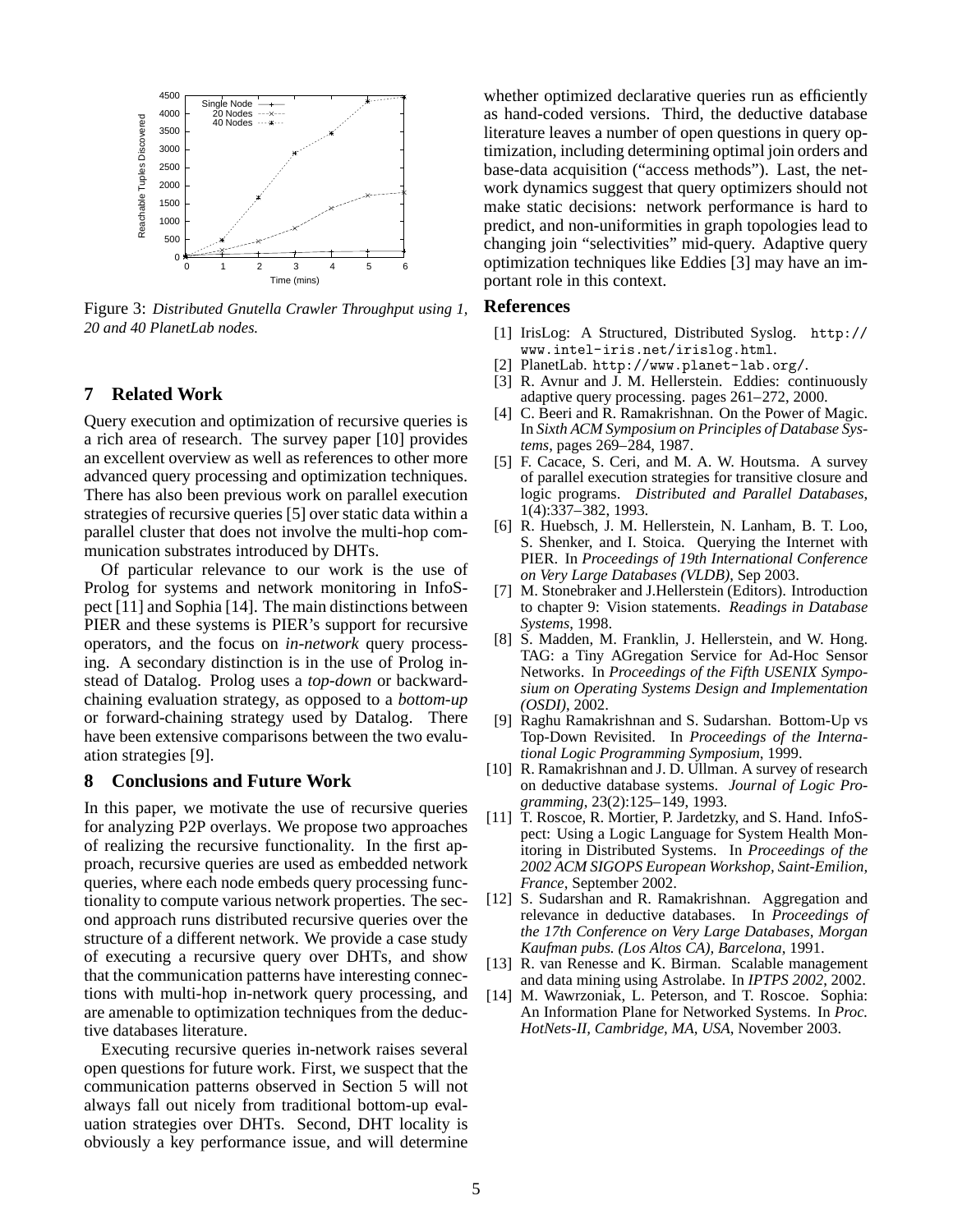4500
4000
3500
3000
2500
2000
1500
1000
500
0

0 1 2 3 4 5 6

Time (mins)

Reachable Tuples Discovered

Single Node
20 Nodes
40 Nodes

Figure 3: *Distributed Gnutella Crawler Throughput using 1, 20 and 40 PlanetLab nodes.*

## 7 Related Work

Query execution and optimization of recursive queries is a rich area of research. The survey paper [10] provides an excellent overview as well as references to other more advanced query processing and optimization techniques. There has also been previous work on parallel execution strategies of recursive queries [5] over static data within a parallel cluster that does not involve the multi-hop communication substrates introduced by DHTs.

Of particular relevance to our work is the use of Prolog for systems and network monitoring in InfoSpect [11] and Sophia [14]. The main distinctions between PIER and these systems is PIER's support for recursive operators, and the focus on *in-network* query processing. A secondary distinction is in the use of Prolog instead of Datalog. Prolog uses a *top-down* or backward-chaining evaluation strategy, as opposed to a *bottom-up* or forward-chaining strategy used by Datalog. There have been extensive comparisons between the two evaluation strategies [9].

## 8 Conclusions and Future Work

In this paper, we motivate the use of recursive queries for analyzing P2P overlays. We propose two approaches of realizing the recursive functionality. In the first approach, recursive queries are used as embedded network queries, where each node embeds query processing functionality to compute various network properties. The second approach runs distributed recursive queries over the structure of a different network. We provide a case study of executing a recursive query over DHTs, and show that the communication patterns have interesting connections with multi-hop in-network query processing, and are amenable to optimization techniques from the deductive databases literature.

Executing recursive queries in-network raises several open questions for future work. First, we suspect that the communication patterns observed in Section 5 will not always fall out nicely from traditional bottom-up evaluation strategies over DHTs. Second, DHT locality is obviously a key performance issue, and will determine whether optimized declarative queries run as efficiently as hand-coded versions. Third, the deductive database literature leaves a number of open questions in query optimization, including determining optimal join orders and base-data acquisition ("access methods"). Last, the network dynamics suggest that query optimizers should not make static decisions: network performance is hard to predict, and non-uniformities in graph topologies lead to changing join "selectivities" mid-query. Adaptive query optimization techniques like Eddies [3] may have an important role in this context.

## References

[1] IrisLog: A Structured, Distributed Syslog. http://www.intel-iris.net/irislog.html.

[2] PlanetLab. http://www.planet-lab.org/.

[3] R. Avnur and J. M. Hellerstein. Eddies: continuously adaptive query processing. pages 261–272, 2000.

[4] C. Beeri and R. Ramakrishnan. On the Power of Magic. In *Sixth ACM Symposium on Principles of Database Systems*, pages 269–284, 1987.

[5] F. Cacace, S. Ceri, and M. A. W. Houtsma. A survey of parallel execution strategies for transitive closure and logic programs. *Distributed and Parallel Databases*, 1(4):337–382, 1993.

[6] R. Huebsch, J. M. Hellerstein, N. Lanham, B. T. Loo, S. Shenker, and I. Stoica. Querying the Internet with PIER. In *Proceedings of 19th International Conference on Very Large Databases (VLDB)*, Sep 2003.

[7] M. Stonebraker and J.Hellerstein (Editors). Introduction to chapter 9: Vision statements. *Readings in Database Systems*, 1998.

[8] S. Madden, M. Franklin, J. Hellerstein, and W. Hong. TAG: a Tiny AGregation Service for Ad-Hoc Sensor Networks. In *Proceedings of the Fifth USENIX Symposium on Operating Systems Design and Implementation (OSDI)*, 2002.

[9] Raghu Ramakrishnan and S. Sudarshan. Bottom-Up vs Top-Down Revisited. In *Proceedings of the International Logic Programming Symposium*, 1999.

[10] R. Ramakrishnan and J. D. Ullman. A survey of research on deductive database systems. *Journal of Logic Programming*, 23(2):125–149, 1993.

[11] T. Roscoe, R. Mortier, P. Jardetzky, and S. Hand. InfoSpect: Using a Logic Language for System Health Monitoring in Distributed Systems. In *Proceedings of the 2002 ACM SIGOPS European Workshop, Saint-Emilion, France*, September 2002.

[12] S. Sudarshan and R. Ramakrishnan. Aggregation and relevance in deductive databases. In *Proceedings of the 17th Conference on Very Large Databases, Morgan Kaufman pubs. (Los Altos CA), Barcelona*, 1991.

[13] R. van Renesse and K. Birman. Scalable management and data mining using Astrolabe. In *IPTPS 2002*, 2002.

[14] M. Wawrzoniak, L. Peterson, and T. Roscoe. Sophia: An Information Plane for Networked Systems. In *Proc. HotNets-II, Cambridge, MA, USA*, November 2003.